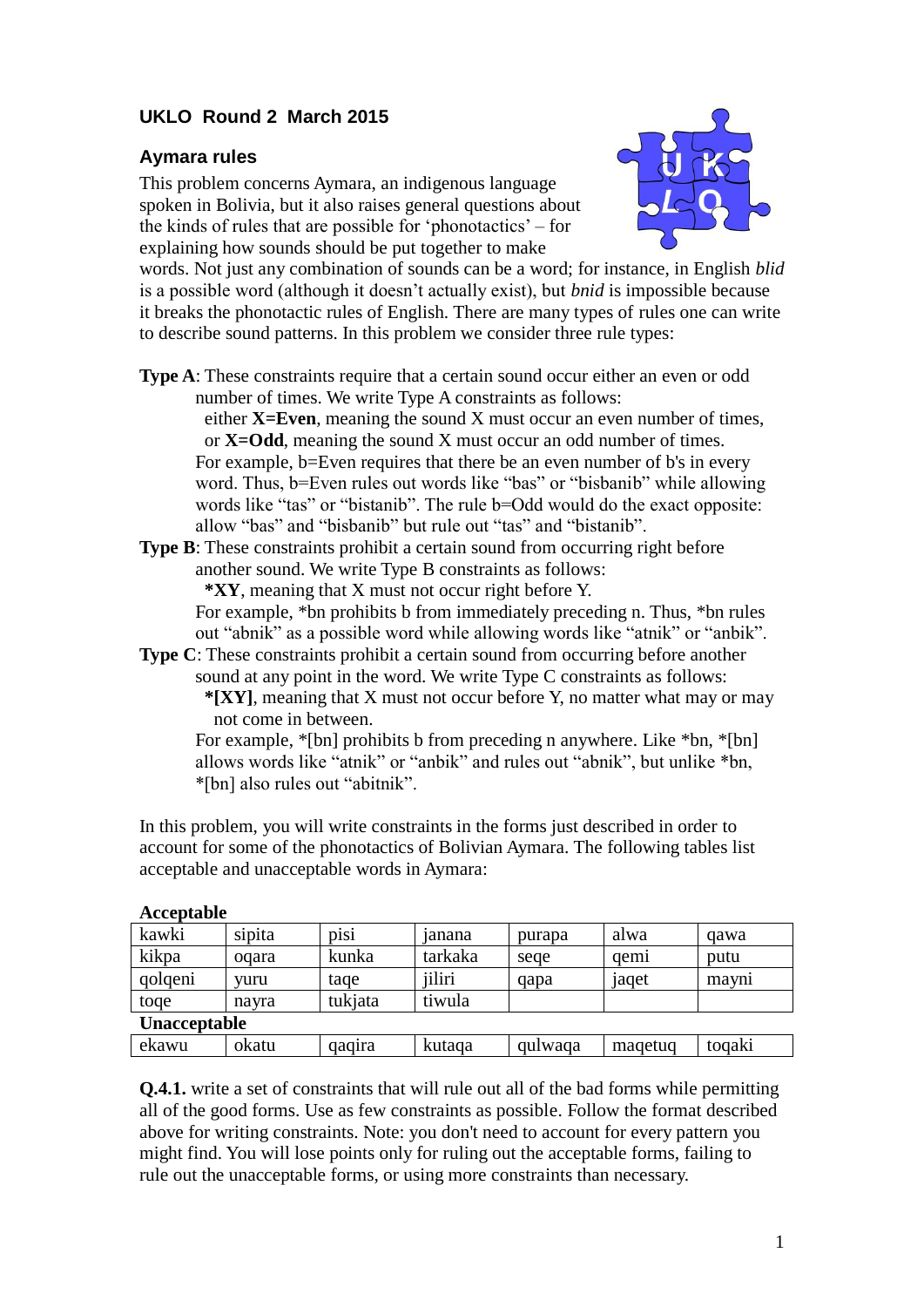## UKLO Round 2 March 2015

### Aymara rules

This problem concerns Aymara, an indigenous language spoken in Bolivia, but it also raises general questions about the kinds of rules that are possible for 'phonotactics' – for explaining how sounds should be put together to make words. Not just any combination of sounds can be a word; for instance, in English *blid* is a possible word (although it doesn't actually exist), but *bnid* is impossible because it breaks the phonotactic rules of English. There are many types of rules one can write to describe sound patterns. In this problem we consider three rule types:

**Type A**: These constraints require that a certain sound occur either an even or odd number of times. We write Type A constraints as follows:
either **X=Even**, meaning the sound X must occur an even number of times,
or **X=Odd**, meaning the sound X must occur an odd number of times.
For example, b=Even requires that there be an even number of b's in every word. Thus, b=Even rules out words like "bas" or "bisbanib" while allowing words like "tas" or "bistanib". The rule b=Odd would do the exact opposite: allow "bas" and "bisbanib" but rule out "tas" and "bistanib".

**Type B**: These constraints prohibit a certain sound from occurring right before another sound. We write Type B constraints as follows:
**\*XY**, meaning that X must not occur right before Y.
For example, *bn prohibits b from immediately preceding n. Thus, *bn rules out "abnik" as a possible word while allowing words like "atnik" or "anbik".

**Type C**: These constraints prohibit a certain sound from occurring before another sound at any point in the word. We write Type C constraints as follows:
**\*[XY]**, meaning that X must not occur before Y, no matter what may or may not come in between.
For example, *[bn] prohibits b from preceding n anywhere. Like *bn, *[bn] allows words like "atnik" or "anbik" and rules out "abnik", but unlike *bn, *[bn] also rules out "abitnik".

In this problem, you will write constraints in the forms just described in order to account for some of the phonotactics of Bolivian Aymara. The following tables list acceptable and unacceptable words in Aymara:

**Acceptable**

| | | | | | | |
|---|---|---|---|---|---|---|
| kawki | sipita | pisi | janana | purapa | alwa | qawa |
| kikpa | oqara | kunka | tarkaka | seqe | qemi | putu |
| qolqeni | yuru | taqe | jiliri | qapa | jaqet | mayni |
| toqe | nayra | tukjata | tiwula | | | |

**Unacceptable**

| | | | | | | |
|---|---|---|---|---|---|---|
| ekawu | okatu | qaqira | kutaqa | qulwaqa | maqetuq | toqaki |

**Q.4.1.** write a set of constraints that will rule out all of the bad forms while permitting all of the good forms. Use as few constraints as possible. Follow the format described above for writing constraints. Note: you don't need to account for every pattern you might find. You will lose points only for ruling out the acceptable forms, failing to rule out the unacceptable forms, or using more constraints than necessary.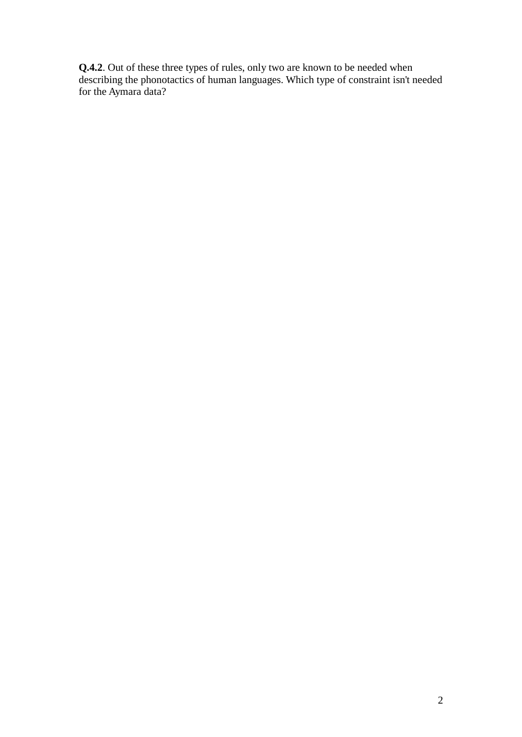**Q.4.2**. Out of these three types of rules, only two are known to be needed when describing the phonotactics of human languages. Which type of constraint isn't needed for the Aymara data?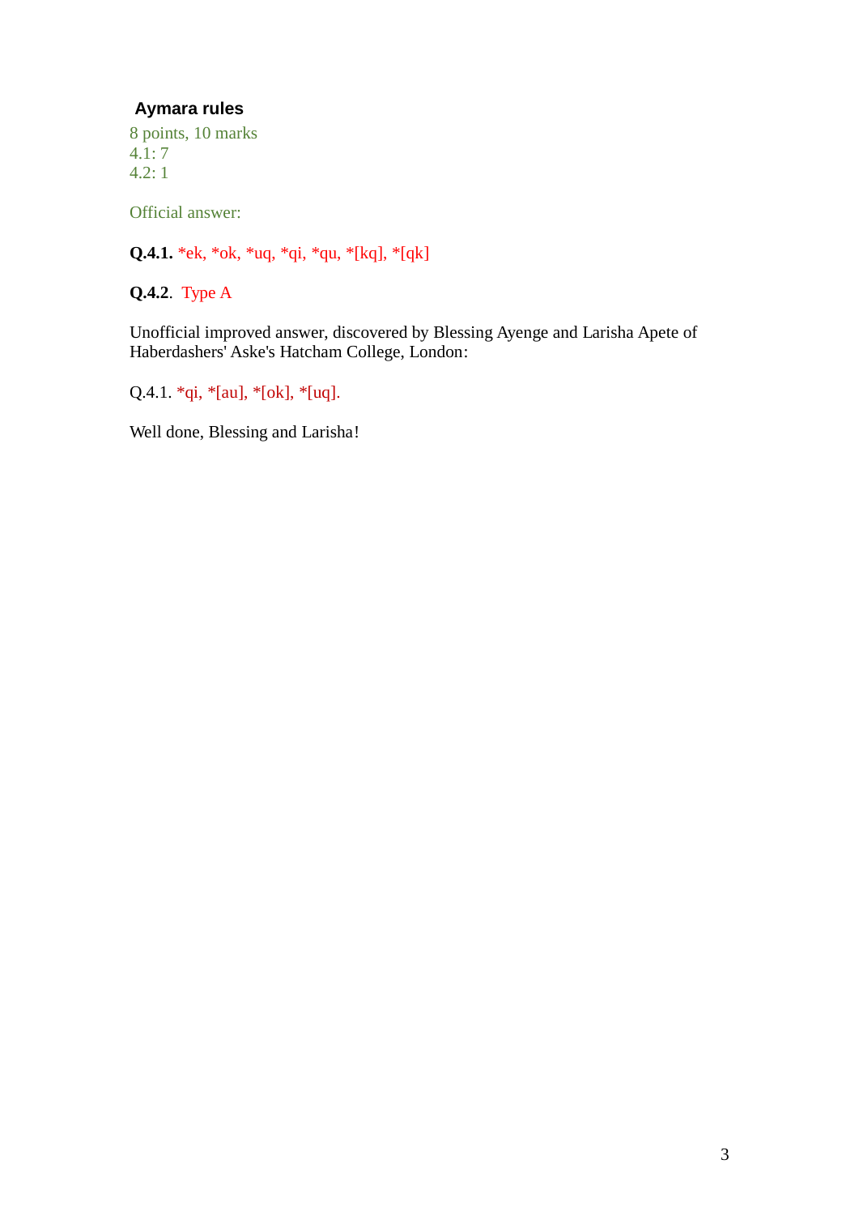### Aymara rules

8 points, 10 marks
4.1: 7
4.2: 1

Official answer:

**Q.4.1.** *ek, *ok, *uq, *qi, *qu, *[kq], *[qk]

**Q.4.2**. Type A

Unofficial improved answer, discovered by Blessing Ayenge and Larisha Apete of Haberdashers' Aske's Hatcham College, London:

Q.4.1. *qi, *[au], *[ok], *[uq].

Well done, Blessing and Larisha!